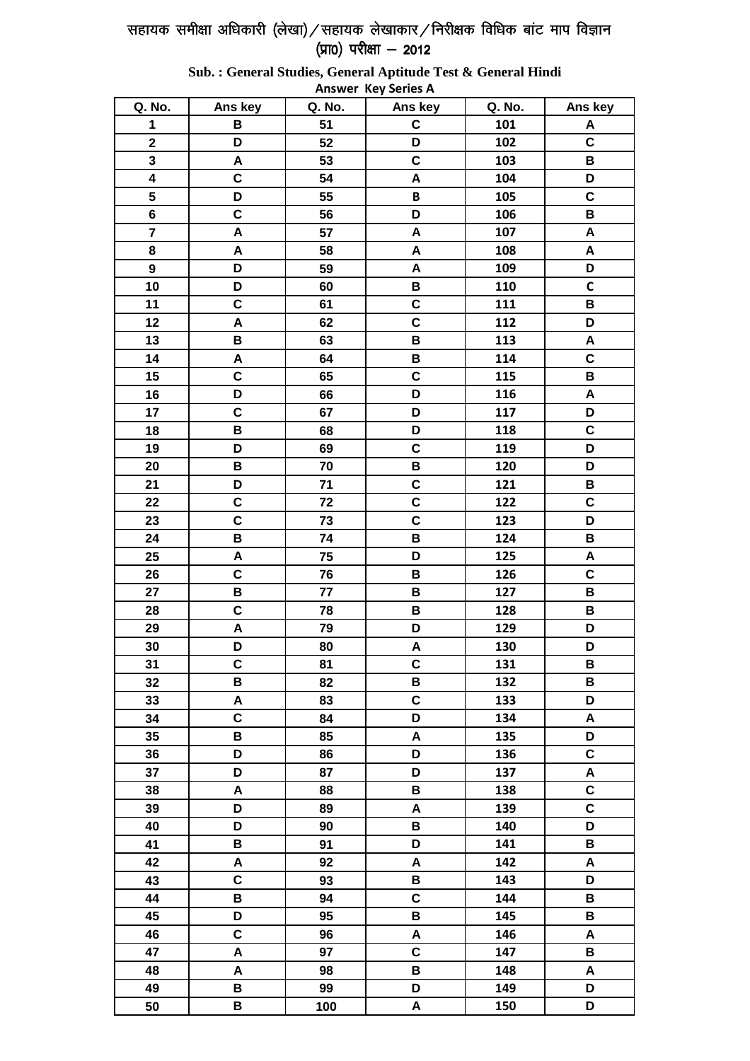# सहायक समीक्षा अधिकारी (लेखा)/सहायक लेखाकार/निरीक्षक विधिक बांट माप विज्ञान (प्रा0) परीक्षा – 2012

**Sub. : General Studies, General Aptitude Test & General Hindi**

**Answer Key Series A**

| Q. No. | Ans key | Q. No. | Ans key | Q. No. | Ans key |
|---|---|---|---|---|---|
| 1 | B | 51 | C | 101 | A |
| 2 | D | 52 | D | 102 | C |
| 3 | A | 53 | C | 103 | B |
| 4 | C | 54 | A | 104 | D |
| 5 | D | 55 | B | 105 | C |
| 6 | C | 56 | D | 106 | B |
| 7 | A | 57 | A | 107 | A |
| 8 | A | 58 | A | 108 | A |
| 9 | D | 59 | A | 109 | D |
| 10 | D | 60 | B | 110 | C |
| 11 | C | 61 | C | 111 | B |
| 12 | A | 62 | C | 112 | D |
| 13 | B | 63 | B | 113 | A |
| 14 | A | 64 | B | 114 | C |
| 15 | C | 65 | C | 115 | B |
| 16 | D | 66 | D | 116 | A |
| 17 | C | 67 | D | 117 | D |
| 18 | B | 68 | D | 118 | C |
| 19 | D | 69 | C | 119 | D |
| 20 | B | 70 | B | 120 | D |
| 21 | D | 71 | C | 121 | B |
| 22 | C | 72 | C | 122 | C |
| 23 | C | 73 | C | 123 | D |
| 24 | B | 74 | B | 124 | B |
| 25 | A | 75 | D | 125 | A |
| 26 | C | 76 | B | 126 | C |
| 27 | B | 77 | B | 127 | B |
| 28 | C | 78 | B | 128 | B |
| 29 | A | 79 | D | 129 | D |
| 30 | D | 80 | A | 130 | D |
| 31 | C | 81 | C | 131 | B |
| 32 | B | 82 | B | 132 | B |
| 33 | A | 83 | C | 133 | D |
| 34 | C | 84 | D | 134 | A |
| 35 | B | 85 | A | 135 | D |
| 36 | D | 86 | D | 136 | C |
| 37 | D | 87 | D | 137 | A |
| 38 | A | 88 | B | 138 | C |
| 39 | D | 89 | A | 139 | C |
| 40 | D | 90 | B | 140 | D |
| 41 | B | 91 | D | 141 | B |
| 42 | A | 92 | A | 142 | A |
| 43 | C | 93 | B | 143 | D |
| 44 | B | 94 | C | 144 | B |
| 45 | D | 95 | B | 145 | B |
| 46 | C | 96 | A | 146 | A |
| 47 | A | 97 | C | 147 | B |
| 48 | A | 98 | B | 148 | A |
| 49 | B | 99 | D | 149 | D |
| 50 | B | 100 | A | 150 | D |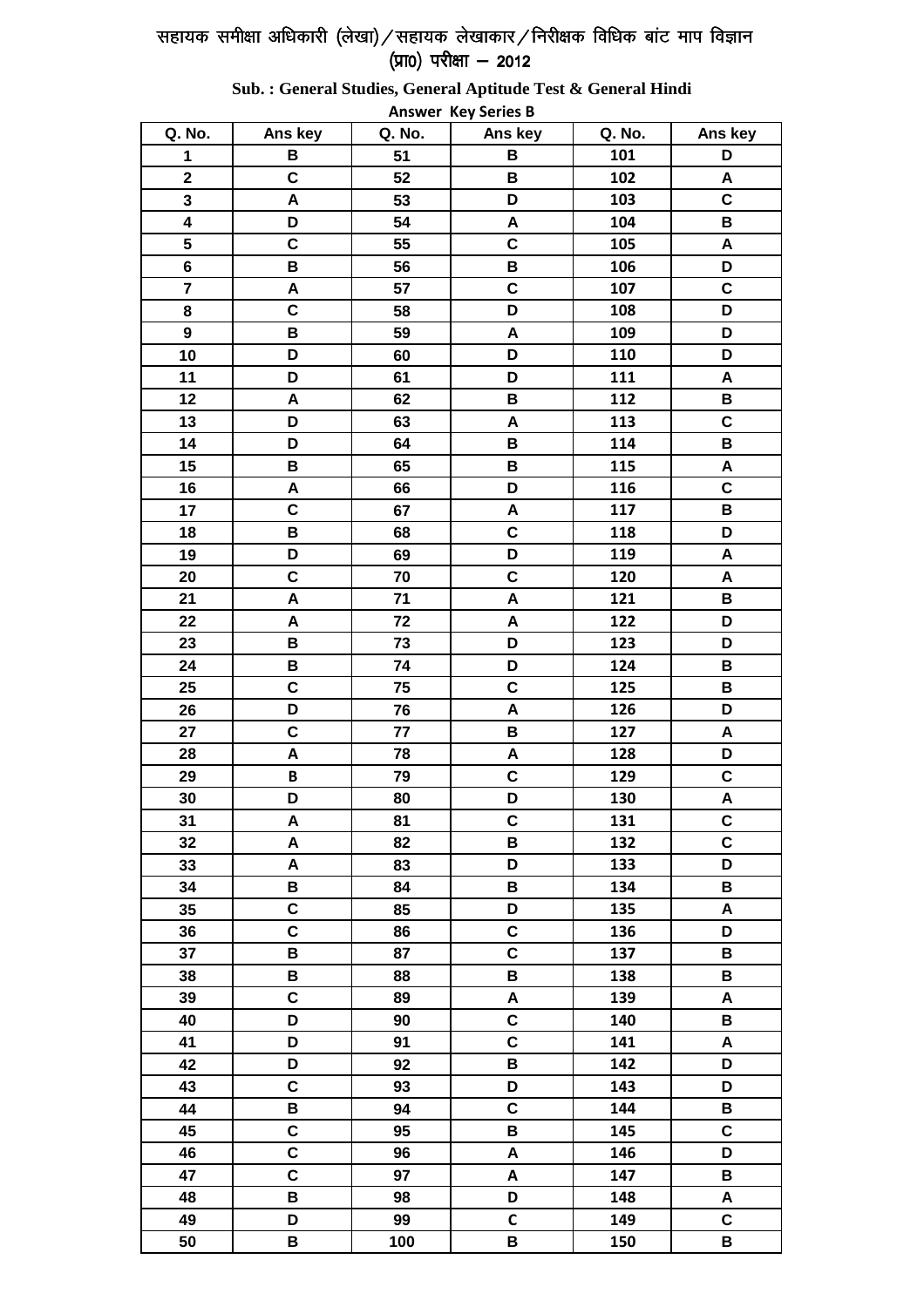# सहायक समीक्षा अधिकारी (लेखा)/सहायक लेखाकार/निरीक्षक विधिक बांट माप विज्ञान (प्रा0) परीक्षा – 2012

**Sub. : General Studies, General Aptitude Test & General Hindi**

**Answer Key Series B**

| Q. No. | Ans key | Q. No. | Ans key | Q. No. | Ans key |
|---|---|---|---|---|---|
| 1 | B | 51 | B | 101 | D |
| 2 | C | 52 | B | 102 | A |
| 3 | A | 53 | D | 103 | C |
| 4 | D | 54 | A | 104 | B |
| 5 | C | 55 | C | 105 | A |
| 6 | B | 56 | B | 106 | D |
| 7 | A | 57 | C | 107 | C |
| 8 | C | 58 | D | 108 | D |
| 9 | B | 59 | A | 109 | D |
| 10 | D | 60 | D | 110 | D |
| 11 | D | 61 | D | 111 | A |
| 12 | A | 62 | B | 112 | B |
| 13 | D | 63 | A | 113 | C |
| 14 | D | 64 | B | 114 | B |
| 15 | B | 65 | B | 115 | A |
| 16 | A | 66 | D | 116 | C |
| 17 | C | 67 | A | 117 | B |
| 18 | B | 68 | C | 118 | D |
| 19 | D | 69 | D | 119 | A |
| 20 | C | 70 | C | 120 | A |
| 21 | A | 71 | A | 121 | B |
| 22 | A | 72 | A | 122 | D |
| 23 | B | 73 | D | 123 | D |
| 24 | B | 74 | D | 124 | B |
| 25 | C | 75 | C | 125 | B |
| 26 | D | 76 | A | 126 | D |
| 27 | C | 77 | B | 127 | A |
| 28 | A | 78 | A | 128 | D |
| 29 | B | 79 | C | 129 | C |
| 30 | D | 80 | D | 130 | A |
| 31 | A | 81 | C | 131 | C |
| 32 | A | 82 | B | 132 | C |
| 33 | A | 83 | D | 133 | D |
| 34 | B | 84 | B | 134 | B |
| 35 | C | 85 | D | 135 | A |
| 36 | C | 86 | C | 136 | D |
| 37 | B | 87 | C | 137 | B |
| 38 | B | 88 | B | 138 | B |
| 39 | C | 89 | A | 139 | A |
| 40 | D | 90 | C | 140 | B |
| 41 | D | 91 | C | 141 | A |
| 42 | D | 92 | B | 142 | D |
| 43 | C | 93 | D | 143 | D |
| 44 | B | 94 | C | 144 | B |
| 45 | C | 95 | B | 145 | C |
| 46 | C | 96 | A | 146 | D |
| 47 | C | 97 | A | 147 | B |
| 48 | B | 98 | D | 148 | A |
| 49 | D | 99 | C | 149 | C |
| 50 | B | 100 | B | 150 | B |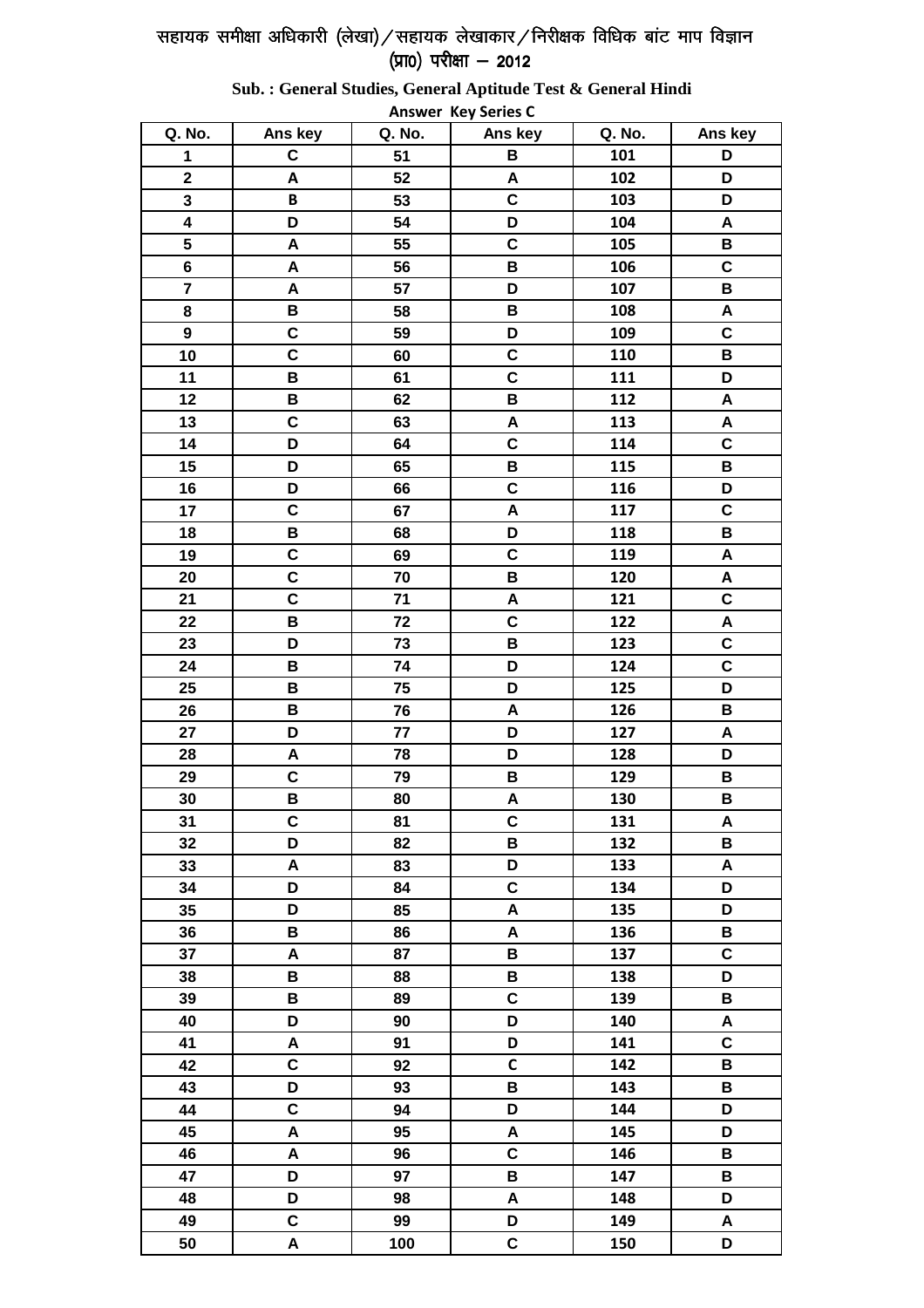# सहायक समीक्षा अधिकारी (लेखा)/सहायक लेखाकार/निरीक्षक विधिक बांट माप विज्ञान (प्रा0) परीक्षा – 2012

**Sub. : General Studies, General Aptitude Test & General Hindi**

**Answer Key Series C**

| Q. No. | Ans key | Q. No. | Ans key | Q. No. | Ans key |
|---|---|---|---|---|---|
| 1 | C | 51 | B | 101 | D |
| 2 | A | 52 | A | 102 | D |
| 3 | B | 53 | C | 103 | D |
| 4 | D | 54 | D | 104 | A |
| 5 | A | 55 | C | 105 | B |
| 6 | A | 56 | B | 106 | C |
| 7 | A | 57 | D | 107 | B |
| 8 | B | 58 | B | 108 | A |
| 9 | C | 59 | D | 109 | C |
| 10 | C | 60 | C | 110 | B |
| 11 | B | 61 | C | 111 | D |
| 12 | B | 62 | B | 112 | A |
| 13 | C | 63 | A | 113 | A |
| 14 | D | 64 | C | 114 | C |
| 15 | D | 65 | B | 115 | B |
| 16 | D | 66 | C | 116 | D |
| 17 | C | 67 | A | 117 | C |
| 18 | B | 68 | D | 118 | B |
| 19 | C | 69 | C | 119 | A |
| 20 | C | 70 | B | 120 | A |
| 21 | C | 71 | A | 121 | C |
| 22 | B | 72 | C | 122 | A |
| 23 | D | 73 | B | 123 | C |
| 24 | B | 74 | D | 124 | C |
| 25 | B | 75 | D | 125 | D |
| 26 | B | 76 | A | 126 | B |
| 27 | D | 77 | D | 127 | A |
| 28 | A | 78 | D | 128 | D |
| 29 | C | 79 | B | 129 | B |
| 30 | B | 80 | A | 130 | B |
| 31 | C | 81 | C | 131 | A |
| 32 | D | 82 | B | 132 | B |
| 33 | A | 83 | D | 133 | A |
| 34 | D | 84 | C | 134 | D |
| 35 | D | 85 | A | 135 | D |
| 36 | B | 86 | A | 136 | B |
| 37 | A | 87 | B | 137 | C |
| 38 | B | 88 | B | 138 | D |
| 39 | B | 89 | C | 139 | B |
| 40 | D | 90 | D | 140 | A |
| 41 | A | 91 | D | 141 | C |
| 42 | C | 92 | C | 142 | B |
| 43 | D | 93 | B | 143 | B |
| 44 | C | 94 | D | 144 | D |
| 45 | A | 95 | A | 145 | D |
| 46 | A | 96 | C | 146 | B |
| 47 | D | 97 | B | 147 | B |
| 48 | D | 98 | A | 148 | D |
| 49 | C | 99 | D | 149 | A |
| 50 | A | 100 | C | 150 | D |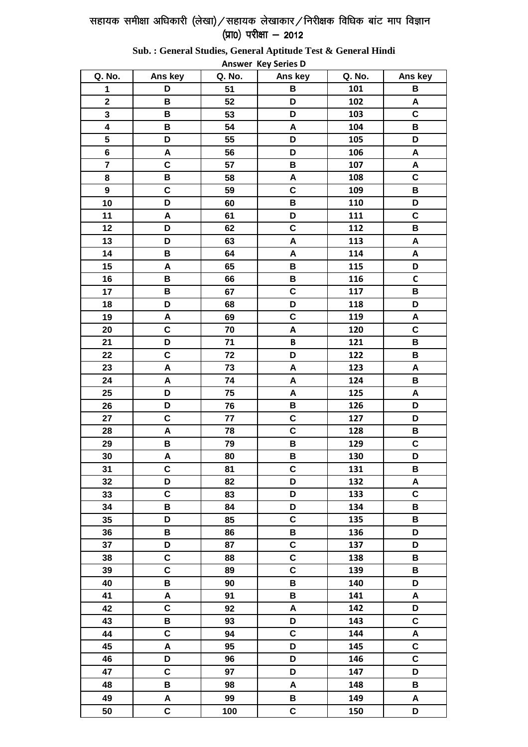# सहायक समीक्षा अधिकारी (लेखा)/सहायक लेखाकार/निरीक्षक विधिक बांट माप विज्ञान (प्रा0) परीक्षा – 2012

**Sub. : General Studies, General Aptitude Test & General Hindi**

**Answer Key Series D**

| Q. No. | Ans key | Q. No. | Ans key | Q. No. | Ans key |
|---|---|---|---|---|---|
| 1 | D | 51 | B | 101 | B |
| 2 | B | 52 | D | 102 | A |
| 3 | B | 53 | D | 103 | C |
| 4 | B | 54 | A | 104 | B |
| 5 | D | 55 | D | 105 | D |
| 6 | A | 56 | D | 106 | A |
| 7 | C | 57 | B | 107 | A |
| 8 | B | 58 | A | 108 | C |
| 9 | C | 59 | C | 109 | B |
| 10 | D | 60 | B | 110 | D |
| 11 | A | 61 | D | 111 | C |
| 12 | D | 62 | C | 112 | B |
| 13 | D | 63 | A | 113 | A |
| 14 | B | 64 | A | 114 | A |
| 15 | A | 65 | B | 115 | D |
| 16 | B | 66 | B | 116 | C |
| 17 | B | 67 | C | 117 | B |
| 18 | D | 68 | D | 118 | D |
| 19 | A | 69 | C | 119 | A |
| 20 | C | 70 | A | 120 | C |
| 21 | D | 71 | B | 121 | B |
| 22 | C | 72 | D | 122 | B |
| 23 | A | 73 | A | 123 | A |
| 24 | A | 74 | A | 124 | B |
| 25 | D | 75 | A | 125 | A |
| 26 | D | 76 | B | 126 | D |
| 27 | C | 77 | C | 127 | D |
| 28 | A | 78 | C | 128 | B |
| 29 | B | 79 | B | 129 | C |
| 30 | A | 80 | B | 130 | D |
| 31 | C | 81 | C | 131 | B |
| 32 | D | 82 | D | 132 | A |
| 33 | C | 83 | D | 133 | C |
| 34 | B | 84 | D | 134 | B |
| 35 | D | 85 | C | 135 | B |
| 36 | B | 86 | B | 136 | D |
| 37 | D | 87 | C | 137 | D |
| 38 | C | 88 | C | 138 | B |
| 39 | C | 89 | C | 139 | B |
| 40 | B | 90 | B | 140 | D |
| 41 | A | 91 | B | 141 | A |
| 42 | C | 92 | A | 142 | D |
| 43 | B | 93 | D | 143 | C |
| 44 | C | 94 | C | 144 | A |
| 45 | A | 95 | D | 145 | C |
| 46 | D | 96 | D | 146 | C |
| 47 | C | 97 | D | 147 | D |
| 48 | B | 98 | A | 148 | B |
| 49 | A | 99 | B | 149 | A |
| 50 | C | 100 | C | 150 | D |